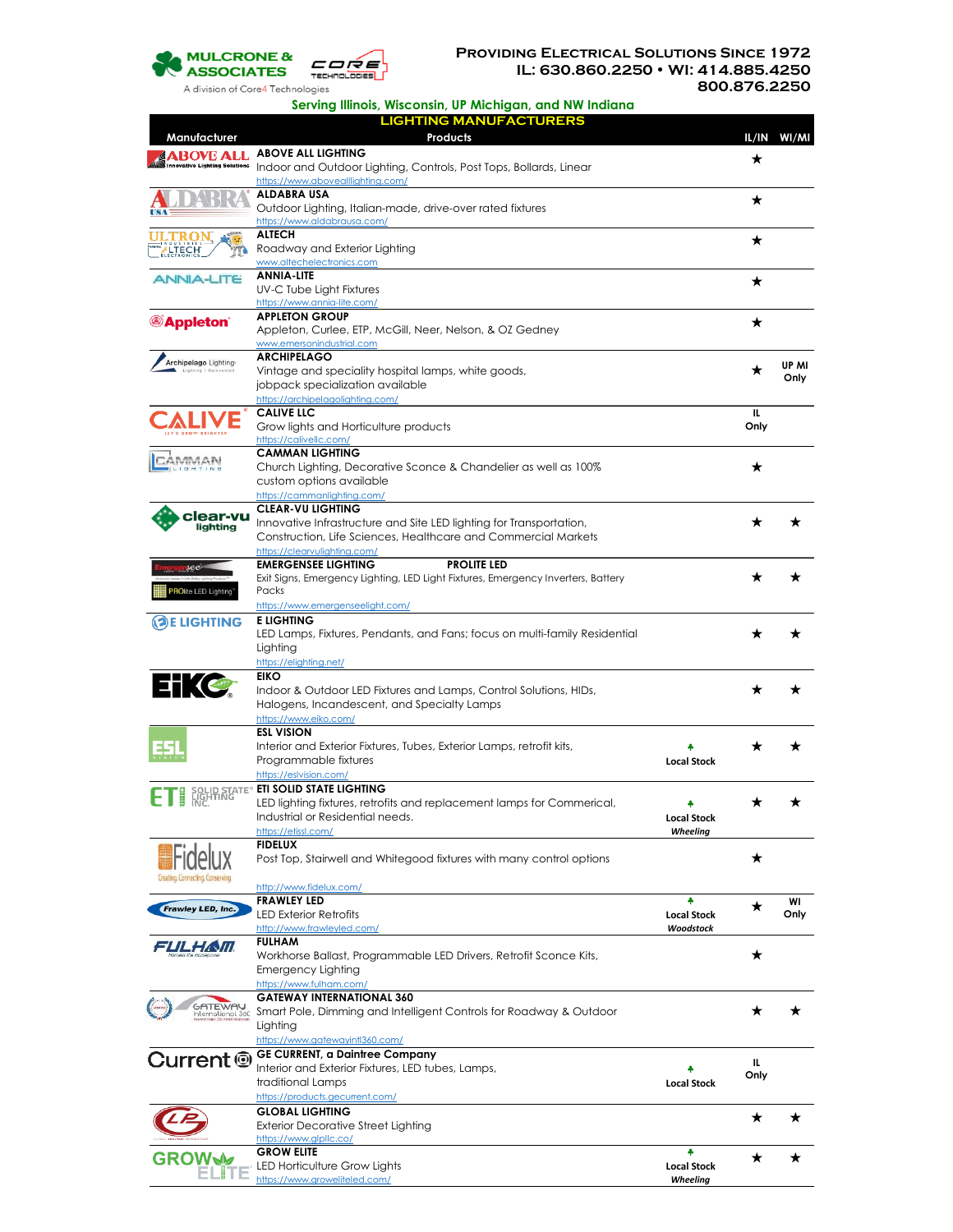MULCRONE & ASSOCIATES

A division of Core4 Technologies

**PROVIDING ELECTRICAL SOLUTIONS SINCE 1972**

**IL: 630.860.2250 • WI: 414.885.4250**

**800.876.2250**

**Serving Illinois, Wisconsin, UP Michigan, and NW Indiana**

## LIGHTING MANUFACTURERS

| Manufacturer | Products | | IL/IN | WI/MI |
|---|---|---|---|---|
| ABOVE ALL | **ABOVE ALL LIGHTING**<br>Indoor and Outdoor Lighting, Controls, Post Tops, Bollards, Linear<br>https://www.abovealllighting.com/ | | ★ | |
| ALDABRA USA | **ALDABRA USA**<br>Outdoor Lighting, Italian-made, drive-over rated fixtures<br>https://www.aldabrausa.com/ | | ★ | |
| ULTRON ALTECH | **ALTECH**<br>Roadway and Exterior Lighting<br>www.altechelectronics.com | | ★ | |
| ANNIA-LITE | **ANNIA-LITE**<br>UV-C Tube Light Fixtures<br>https://www.annia-lite.com/ | | ★ | |
| Appleton | **APPLETON GROUP**<br>Appleton, Curlee, ETP, McGill, Neer, Nelson, & OZ Gedney<br>www.emersonindustrial.com | | ★ | |
| Archipelago Lighting | **ARCHIPELAGO**<br>Vintage and speciality hospital lamps, white goods, jobpack specialization available<br>https://archipelagolighting.com/ | | ★ | UP MI Only |
| CALIVE | **CALIVE LLC**<br>Grow lights and Horticulture products<br>https://calivellc.com/ | | IL Only | |
| CAMMAN LIGHTING | **CAMMAN LIGHTING**<br>Church Lighting, Decorative Sconce & Chandelier as well as 100% custom options available<br>https://cammanlighting.com/ | | ★ | |
| clear-vu lighting | **CLEAR-VU LIGHTING**<br>Innovative Infrastructure and Site LED lighting for Transportation, Construction, Life Sciences, Healthcare and Commercial Markets<br>https://clearvulighting.com/ | | ★ | ★ |
| Emergensee / PROlite LED Lighting | **EMERGENSEE LIGHTING** **PROLITE LED**<br>Exit Signs, Emergency Lighting, LED Light Fixtures, Emergency Inverters, Battery Packs<br>https://www.emergenseelight.com/ | | ★ | ★ |
| E LIGHTING | **E LIGHTING**<br>LED Lamps, Fixtures, Pendants, and Fans; focus on multi-family Residential Lighting<br>https://elighting.net/ | | ★ | ★ |
| EiKO | **EIKO**<br>Indoor & Outdoor LED Fixtures and Lamps, Control Solutions, HIDs, Halogens, Incandescent, and Specialty Lamps<br>https://www.eiko.com/ | | ★ | ★ |
| ESL VISION | **ESL VISION**<br>Interior and Exterior Fixtures, Tubes, Exterior Lamps, retrofit kits, Programmable fixtures<br>https://eslvision.com/ | Local Stock | ★ | ★ |
| ETi SOLID STATE LIGHTING INC. | **ETI SOLID STATE LIGHTING**<br>LED lighting fixtures, retrofits and replacement lamps for Commerical, Industrial or Residential needs.<br>https://etissl.com/ | Local Stock *Wheeling* | ★ | ★ |
| Fidelux | **FIDELUX**<br>Post Top, Stairwell and Whitegood fixtures with many control options<br>http://www.fidelux.com/ | | ★ | |
| Frawley LED, Inc. | **FRAWLEY LED**<br>LED Exterior Retrofits<br>http://www.frawleyled.com/ | Local Stock *Woodstock* | ★ | WI Only |
| FULHAM | **FULHAM**<br>Workhorse Ballast, Programmable LED Drivers, Retrofit Sconce Kits, Emergency Lighting<br>https://www.fulham.com/ | | ★ | |
| GATEWAY International 360 | **GATEWAY INTERNATIONAL 360**<br>Smart Pole, Dimming and Intelligent Controls for Roadway & Outdoor Lighting<br>https://www.gatewayintl360.com/ | | ★ | ★ |
| Current | **GE CURRENT, a Daintree Company**<br>Interior and Exterior Fixtures, LED tubes, Lamps, traditional Lamps<br>https://products.gecurrent.com/ | Local Stock | IL Only | |
| GLOBAL LIGHTING | **GLOBAL LIGHTING**<br>Exterior Decorative Street Lighting<br>https://www.glpllc.co/ | | ★ | ★ |
| GROW ELITE | **GROW ELITE**<br>LED Horticulture Grow Lights<br>https://www.groweliteled.com/ | Local Stock *Wheeling* | ★ | ★ |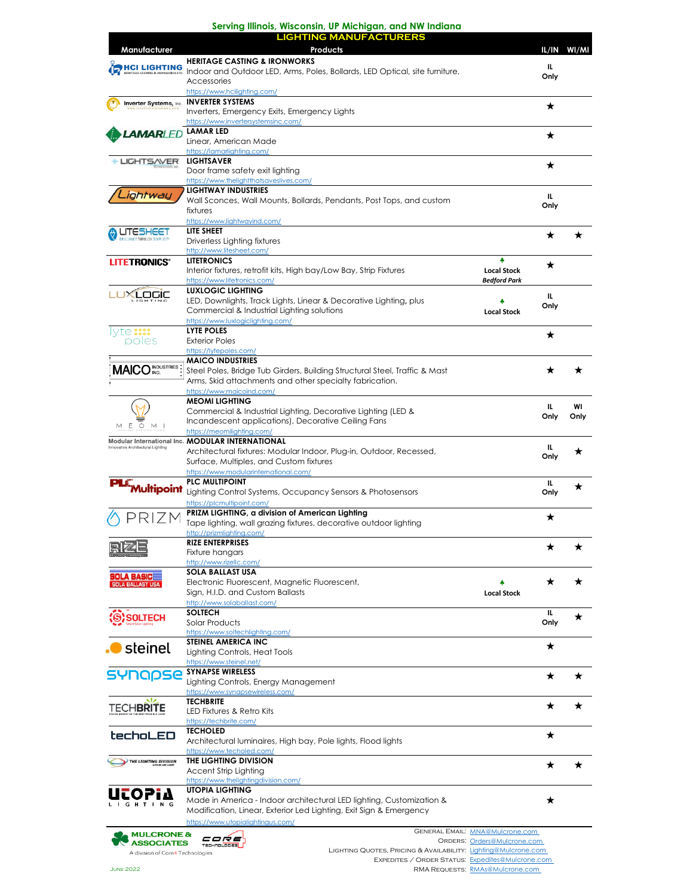Serving Illinois, Wisconsin, UP Michigan, and NW Indiana

## LIGHTING MANUFACTURERS

| Manufacturer | Products | | IL/IN | WI/MI |
|---|---|---|---|---|
| HCI LIGHTING | **HERITAGE CASTING & IRONWORKS**<br>Indoor and Outdoor LED, Arms, Poles, Bollards, LED Optical, site furniture, Accessories<br>https://www.hcilighting.com/ | | IL Only | |
| Inverter Systems, Inc. | **INVERTER SYSTEMS**<br>Inverters, Emergency Exits, Emergency Lights<br>https://www.invertersystemsinc.com/ | | ★ | |
| LAMARLED | **LAMAR LED**<br>Linear, American Made<br>https://lamarlighting.com/ | | ★ | |
| LIGHTSAVER | **LIGHTSAVER**<br>Door frame safety exit lighting<br>https://www.thelightthatsaveslives.com/ | | ★ | |
| Lightway | **LIGHTWAY INDUSTRIES**<br>Wall Sconces, Wall Mounts, Bollards, Pendants, Post Tops, and custom fixtures<br>https://www.lightwayind.com/ | | IL Only | |
| LITESHEET | **LITE SHEET**<br>Driverless Lighting fixtures<br>http://www.litesheet.com/ | | ★ | ★ |
| LITETRONICS | **LITETRONICS**<br>Interior fixtures, retrofit kits, High bay/Low Bay, Strip Fixtures<br>https://www.litetronics.com/ | Local Stock *Bedford Park* | ★ | |
| LUXLOGIC | **LUXLOGIC LIGHTING**<br>LED, Downlights, Track Lights, Linear & Decorative Lighting, plus Commercial & Industrial Lighting solutions<br>https://www.luxlogiclighting.com/ | Local Stock | IL Only | |
| lyte poles | **LYTE POLES**<br>Exterior Poles<br>https://lytepoles.com/ | | ★ | |
| MAICO INDUSTRIES INC. | **MAICO INDUSTRIES**<br>Steel Poles, Bridge Tub Girders, Building Structural Steel, Traffic & Mast Arms, Skid attachments and other specialty fabrication.<br>https://www.maicoind.com/ | | ★ | ★ |
| MEOMI | **MEOMI LIGHTING**<br>Commercial & Industrial Lighting, Decorative Lighting (LED & Incandescent applications), Decorative Ceiling Fans<br>https://meomilighting.com/ | | IL Only | WI Only |
| Modular International Inc. | **MODULAR INTERNATIONAL**<br>Architectural fixtures: Modular Indoor, Plug-in, Outdoor, Recessed, Surface, Multiples, and Custom fixtures<br>https://www.modularinternational.com/ | | IL Only | ★ |
| PLC Multipoint | **PLC MULTIPOINT**<br>Lighting Control Systems, Occupancy Sensors & Photosensors<br>https://plcmultipoint.com/ | | IL Only | ★ |
| PRIZM | **PRIZM LIGHTING, a division of American Lighting**<br>Tape lighting, wall grazing fixtures, decorative outdoor lighting<br>http://prizmlighting.com/ | | ★ | |
| RIZE | **RIZE ENTERPRISES**<br>Fixture hangars<br>http://www.rizellc.com/ | | ★ | ★ |
| SOLA BASIC SOLA BALLAST USA | **SOLA BALLAST USA**<br>Electronic Fluorescent, Magnetic Fluorescent, Sign, H.I.D. and Custom Ballasts<br>http://www.solaballast.com/ | Local Stock | ★ | ★ |
| SOLTECH | **SOLTECH**<br>Solar Products<br>https://www.soltechlighting.com/ | | IL Only | ★ |
| steinel | **STEINEL AMERICA INC**<br>Lighting Controls, Heat Tools<br>https://www.steinel.net/ | | ★ | |
| synapse | **SYNAPSE WIRELESS**<br>Lighting Controls, Energy Management<br>https://www.synapsewireless.com/ | | ★ | ★ |
| TECHBRITE | **TECHBRITE**<br>LED Fixtures & Retro Kits<br>https://techbrite.com/ | | ★ | ★ |
| techoLED | **TECHOLED**<br>Architectural luminaires, High bay, Pole lights, Flood lights<br>https://www.techoled.com/ | | ★ | |
| THE LIGHTING DIVISION | **THE LIGHTING DIVISION**<br>Accent Strip Lighting<br>https://www.thelightingdivision.com/ | | ★ | ★ |
| UTOPIA LIGHTING | **UTOPIA LIGHTING**<br>Made in America - Indoor architectural LED lighting, Customization & Modification, Linear, Exterior Led Lighting, Exit Sign & Emergency<br>https://www.utopialightingus.com/ | | ★ | |

MULCRONE & ASSOCIATES
A division of Core4 Technologies

June 2022

General Email: MNA@Mulcrone.com
Orders: Orders@Mulcrone.com
Lighting Quotes, Pricing & Availability: Lighting@Mulcrone.com
Expedites / Order Status: Expedites@Mulcrone.com
RMA Requests: RMAs@Mulcrone.com